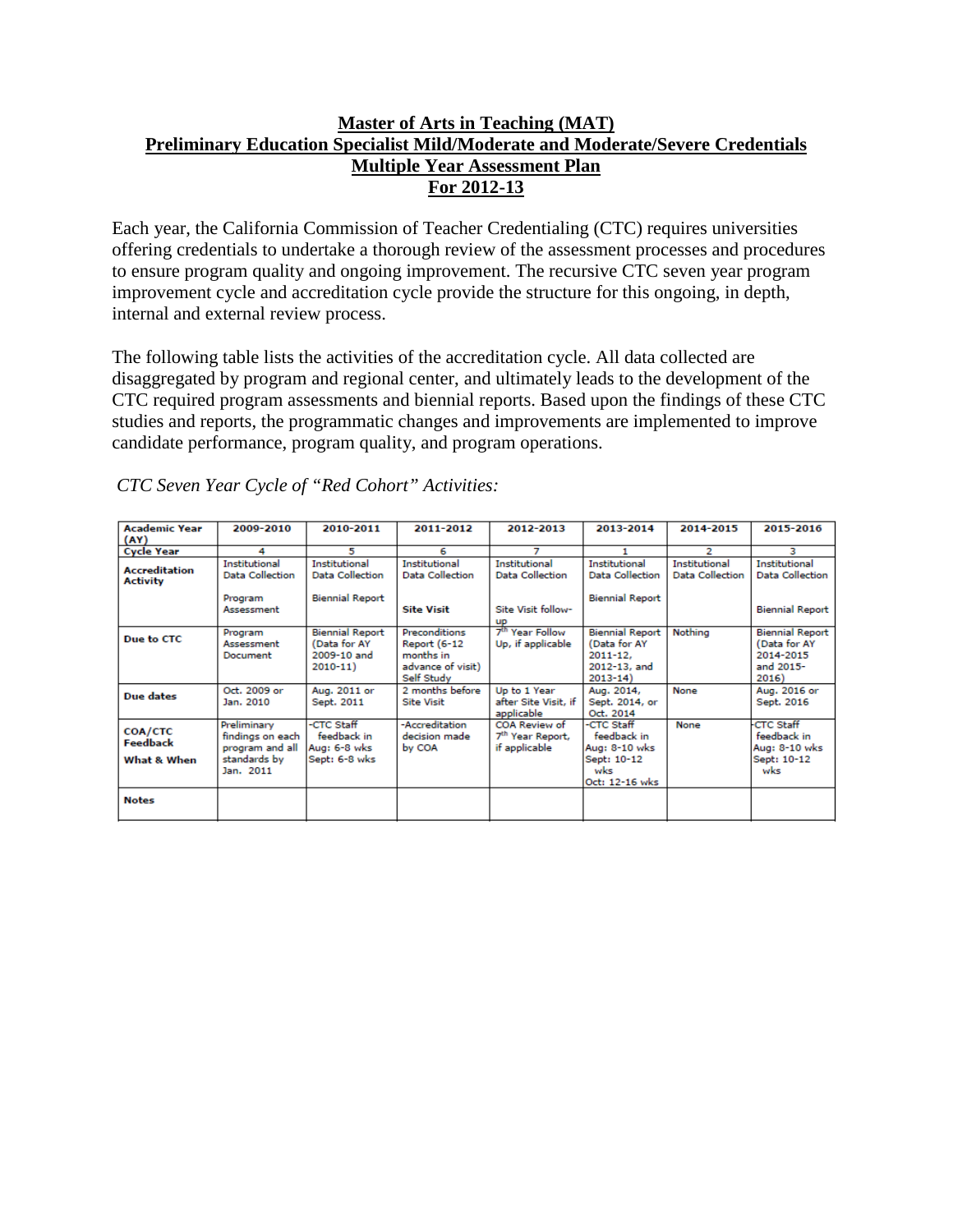**Master of Arts in Teaching (MAT)**
**Preliminary Education Specialist Mild/Moderate and Moderate/Severe Credentials**
**Multiple Year Assessment Plan**
**For 2012-13**

Each year, the California Commission of Teacher Credentialing (CTC) requires universities offering credentials to undertake a thorough review of the assessment processes and procedures to ensure program quality and ongoing improvement. The recursive CTC seven year program improvement cycle and accreditation cycle provide the structure for this ongoing, in depth, internal and external review process.

The following table lists the activities of the accreditation cycle. All data collected are disaggregated by program and regional center, and ultimately leads to the development of the CTC required program assessments and biennial reports. Based upon the findings of these CTC studies and reports, the programmatic changes and improvements are implemented to improve candidate performance, program quality, and program operations.

*CTC Seven Year Cycle of "Red Cohort" Activities:*

| Academic Year (AY) | 2009-2010 | 2010-2011 | 2011-2012 | 2012-2013 | 2013-2014 | 2014-2015 | 2015-2016 |
|---|---|---|---|---|---|---|---|
| Cycle Year | 4 | 5 | 6 | 7 | 1 | 2 | 3 |
| Accreditation Activity | Institutional Data Collection<br><br>Program Assessment | Institutional Data Collection<br><br>Biennial Report | Institutional Data Collection<br><br>**Site Visit** | Institutional Data Collection<br><br>Site Visit follow-up | Institutional Data Collection<br><br>Biennial Report | Institutional Data Collection | Institutional Data Collection<br><br>Biennial Report |
| Due to CTC | Program Assessment Document | Biennial Report (Data for AY 2009-10 and 2010-11) | Preconditions Report (6-12 months in advance of visit) Self Study | 7th Year Follow Up, if applicable | Biennial Report (Data for AY 2011-12, 2012-13, and 2013-14) | Nothing | Biennial Report (Data for AY 2014-2015 and 2015-2016) |
| Due dates | Oct. 2009 or Jan. 2010 | Aug. 2011 or Sept. 2011 | 2 months before Site Visit | Up to 1 Year after Site Visit, if applicable | Aug. 2014, Sept. 2014, or Oct. 2014 | None | Aug. 2016 or Sept. 2016 |
| COA/CTC Feedback<br><br>What & When | Preliminary findings on each program and all standards by Jan. 2011 | -CTC Staff feedback in Aug: 6-8 wks Sept: 6-8 wks | -Accreditation decision made by COA | COA Review of 7th Year Report, if applicable | -CTC Staff feedback in Aug: 8-10 wks Sept: 10-12 wks Oct: 12-16 wks | None | -CTC Staff feedback in Aug: 8-10 wks Sept: 10-12 wks |
| Notes | | | | | | | |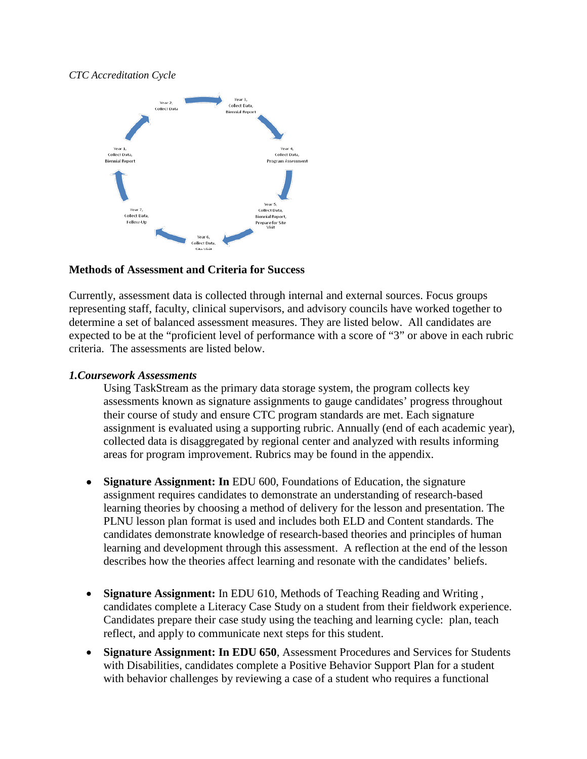*CTC Accreditation Cycle*

- Year 1, Collect Data, Biennial Report
- Year 2, Collect Data
- Year 3, Collect Data, Biennial Report
- Year 4, Collect Data, Program Assessment
- Year 5, Collect Data, Biennial Report, Prepare for Site Visit
- Year 6, Collect Data, Site Visit
- Year 7, Collect Data, Follow-Up

**Methods of Assessment and Criteria for Success**

Currently, assessment data is collected through internal and external sources. Focus groups representing staff, faculty, clinical supervisors, and advisory councils have worked together to determine a set of balanced assessment measures. They are listed below. All candidates are expected to be at the "proficient level of performance with a score of "3" or above in each rubric criteria. The assessments are listed below.

***1.Coursework Assessments***

Using TaskStream as the primary data storage system, the program collects key assessments known as signature assignments to gauge candidates' progress throughout their course of study and ensure CTC program standards are met. Each signature assignment is evaluated using a supporting rubric. Annually (end of each academic year), collected data is disaggregated by regional center and analyzed with results informing areas for program improvement. Rubrics may be found in the appendix.

- **Signature Assignment: In** EDU 600, Foundations of Education, the signature assignment requires candidates to demonstrate an understanding of research-based learning theories by choosing a method of delivery for the lesson and presentation. The PLNU lesson plan format is used and includes both ELD and Content standards. The candidates demonstrate knowledge of research-based theories and principles of human learning and development through this assessment. A reflection at the end of the lesson describes how the theories affect learning and resonate with the candidates' beliefs.

- **Signature Assignment:** In EDU 610, Methods of Teaching Reading and Writing , candidates complete a Literacy Case Study on a student from their fieldwork experience. Candidates prepare their case study using the teaching and learning cycle: plan, teach reflect, and apply to communicate next steps for this student.

- **Signature Assignment: In EDU 650**, Assessment Procedures and Services for Students with Disabilities, candidates complete a Positive Behavior Support Plan for a student with behavior challenges by reviewing a case of a student who requires a functional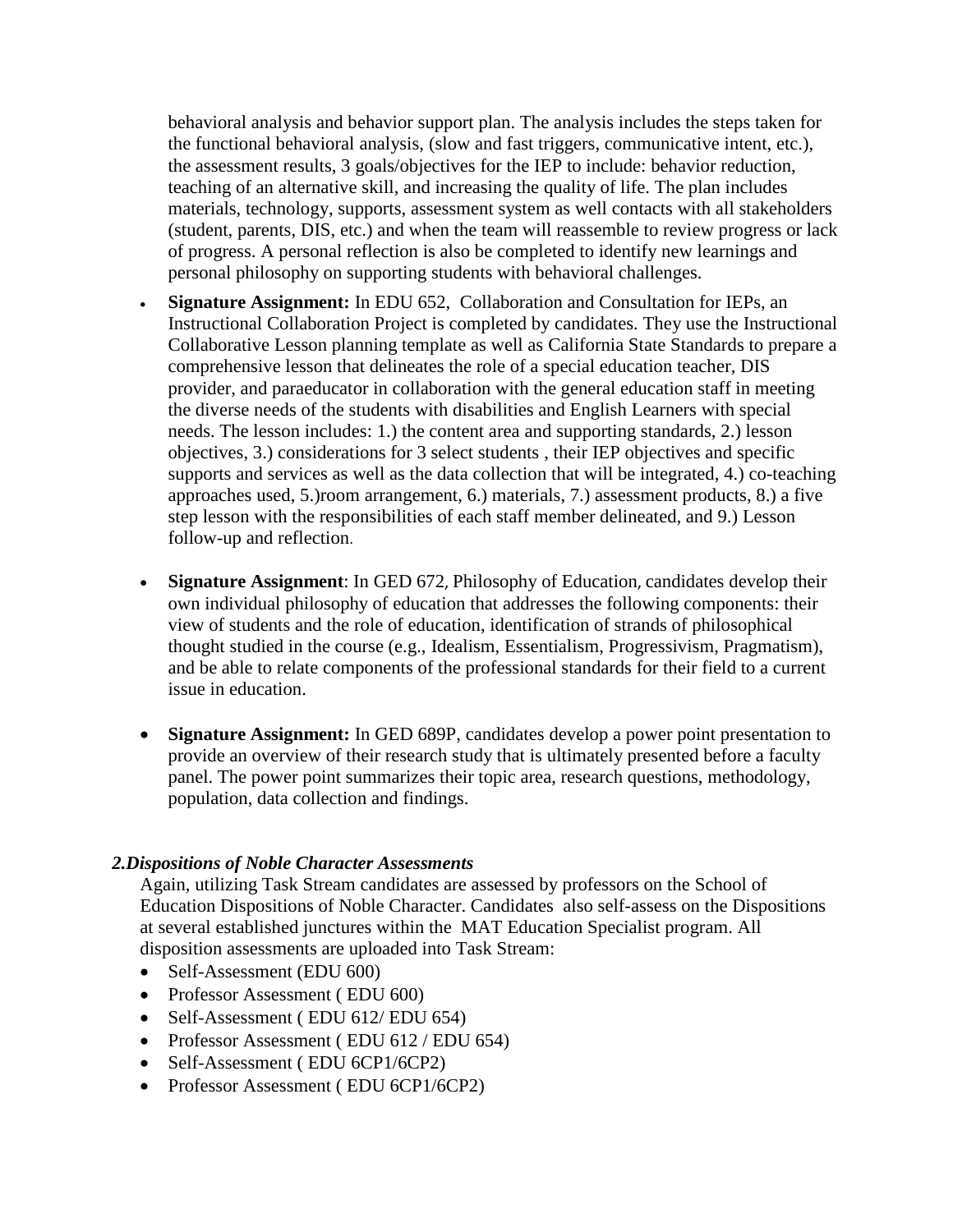behavioral analysis and behavior support plan. The analysis includes the steps taken for the functional behavioral analysis, (slow and fast triggers, communicative intent, etc.), the assessment results, 3 goals/objectives for the IEP to include: behavior reduction, teaching of an alternative skill, and increasing the quality of life. The plan includes materials, technology, supports, assessment system as well contacts with all stakeholders (student, parents, DIS, etc.) and when the team will reassemble to review progress or lack of progress. A personal reflection is also be completed to identify new learnings and personal philosophy on supporting students with behavioral challenges.

- **Signature Assignment:** In EDU 652, Collaboration and Consultation for IEPs, an Instructional Collaboration Project is completed by candidates. They use the Instructional Collaborative Lesson planning template as well as California State Standards to prepare a comprehensive lesson that delineates the role of a special education teacher, DIS provider, and paraeducator in collaboration with the general education staff in meeting the diverse needs of the students with disabilities and English Learners with special needs. The lesson includes: 1.) the content area and supporting standards, 2.) lesson objectives, 3.) considerations for 3 select students , their IEP objectives and specific supports and services as well as the data collection that will be integrated, 4.) co-teaching approaches used, 5.)room arrangement, 6.) materials, 7.) assessment products, 8.) a five step lesson with the responsibilities of each staff member delineated, and 9.) Lesson follow-up and reflection.

- **Signature Assignment**: In GED 672, Philosophy of Education, candidates develop their own individual philosophy of education that addresses the following components: their view of students and the role of education, identification of strands of philosophical thought studied in the course (e.g., Idealism, Essentialism, Progressivism, Pragmatism), and be able to relate components of the professional standards for their field to a current issue in education.

- **Signature Assignment:** In GED 689P, candidates develop a power point presentation to provide an overview of their research study that is ultimately presented before a faculty panel. The power point summarizes their topic area, research questions, methodology, population, data collection and findings.

***2.Dispositions of Noble Character Assessments***

Again, utilizing Task Stream candidates are assessed by professors on the School of Education Dispositions of Noble Character. Candidates also self-assess on the Dispositions at several established junctures within the MAT Education Specialist program. All disposition assessments are uploaded into Task Stream:

- Self-Assessment (EDU 600)
- Professor Assessment ( EDU 600)
- Self-Assessment ( EDU 612/ EDU 654)
- Professor Assessment ( EDU 612 / EDU 654)
- Self-Assessment ( EDU 6CP1/6CP2)
- Professor Assessment ( EDU 6CP1/6CP2)